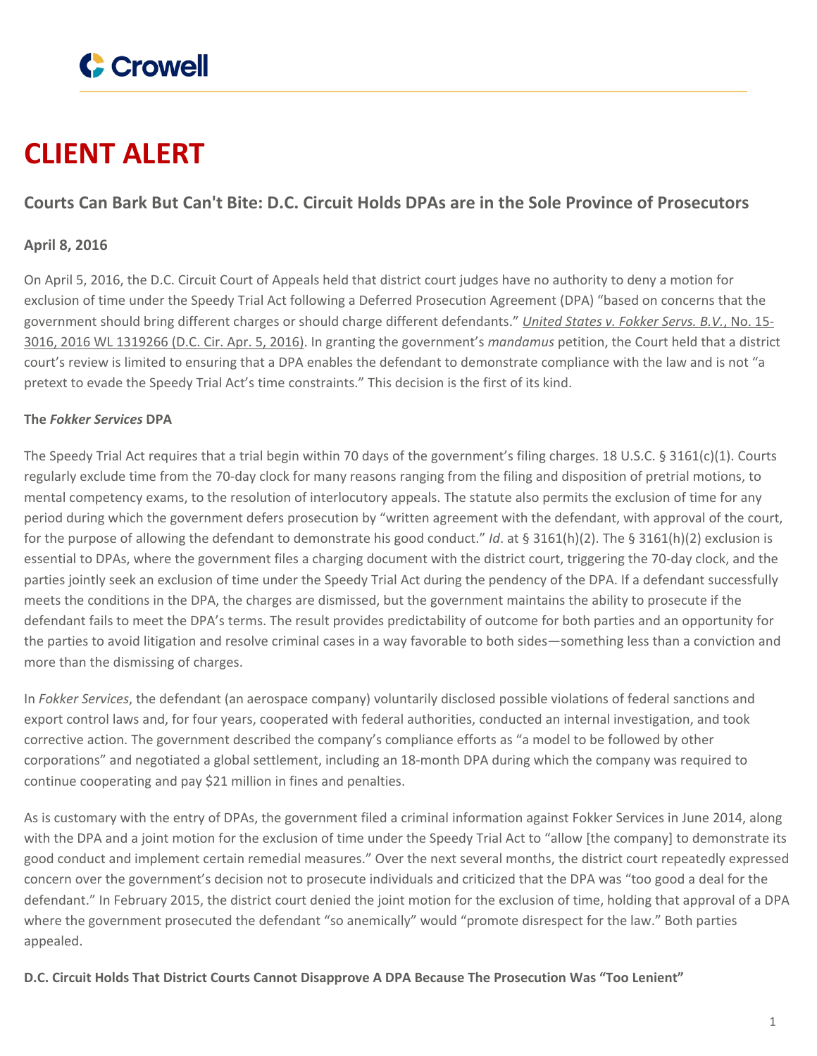Crowell

# CLIENT ALERT

## Courts Can Bark But Can't Bite: D.C. Circuit Holds DPAs are in the Sole Province of Prosecutors

**April 8, 2016**

On April 5, 2016, the D.C. Circuit Court of Appeals held that district court judges have no authority to deny a motion for exclusion of time under the Speedy Trial Act following a Deferred Prosecution Agreement (DPA) "based on concerns that the government should bring different charges or should charge different defendants." *United States v. Fokker Servs. B.V.*, No. 15-3016, 2016 WL 1319266 (D.C. Cir. Apr. 5, 2016). In granting the government's *mandamus* petition, the Court held that a district court's review is limited to ensuring that a DPA enables the defendant to demonstrate compliance with the law and is not "a pretext to evade the Speedy Trial Act's time constraints." This decision is the first of its kind.

**The *Fokker Services* DPA**

The Speedy Trial Act requires that a trial begin within 70 days of the government's filing charges. 18 U.S.C. § 3161(c)(1). Courts regularly exclude time from the 70-day clock for many reasons ranging from the filing and disposition of pretrial motions, to mental competency exams, to the resolution of interlocutory appeals. The statute also permits the exclusion of time for any period during which the government defers prosecution by "written agreement with the defendant, with approval of the court, for the purpose of allowing the defendant to demonstrate his good conduct." *Id*. at § 3161(h)(2). The § 3161(h)(2) exclusion is essential to DPAs, where the government files a charging document with the district court, triggering the 70-day clock, and the parties jointly seek an exclusion of time under the Speedy Trial Act during the pendency of the DPA. If a defendant successfully meets the conditions in the DPA, the charges are dismissed, but the government maintains the ability to prosecute if the defendant fails to meet the DPA's terms. The result provides predictability of outcome for both parties and an opportunity for the parties to avoid litigation and resolve criminal cases in a way favorable to both sides—something less than a conviction and more than the dismissing of charges.

In *Fokker Services*, the defendant (an aerospace company) voluntarily disclosed possible violations of federal sanctions and export control laws and, for four years, cooperated with federal authorities, conducted an internal investigation, and took corrective action. The government described the company's compliance efforts as "a model to be followed by other corporations" and negotiated a global settlement, including an 18-month DPA during which the company was required to continue cooperating and pay $21 million in fines and penalties.

As is customary with the entry of DPAs, the government filed a criminal information against Fokker Services in June 2014, along with the DPA and a joint motion for the exclusion of time under the Speedy Trial Act to "allow [the company] to demonstrate its good conduct and implement certain remedial measures." Over the next several months, the district court repeatedly expressed concern over the government's decision not to prosecute individuals and criticized that the DPA was "too good a deal for the defendant." In February 2015, the district court denied the joint motion for the exclusion of time, holding that approval of a DPA where the government prosecuted the defendant "so anemically" would "promote disrespect for the law." Both parties appealed.

**D.C. Circuit Holds That District Courts Cannot Disapprove A DPA Because The Prosecution Was "Too Lenient"**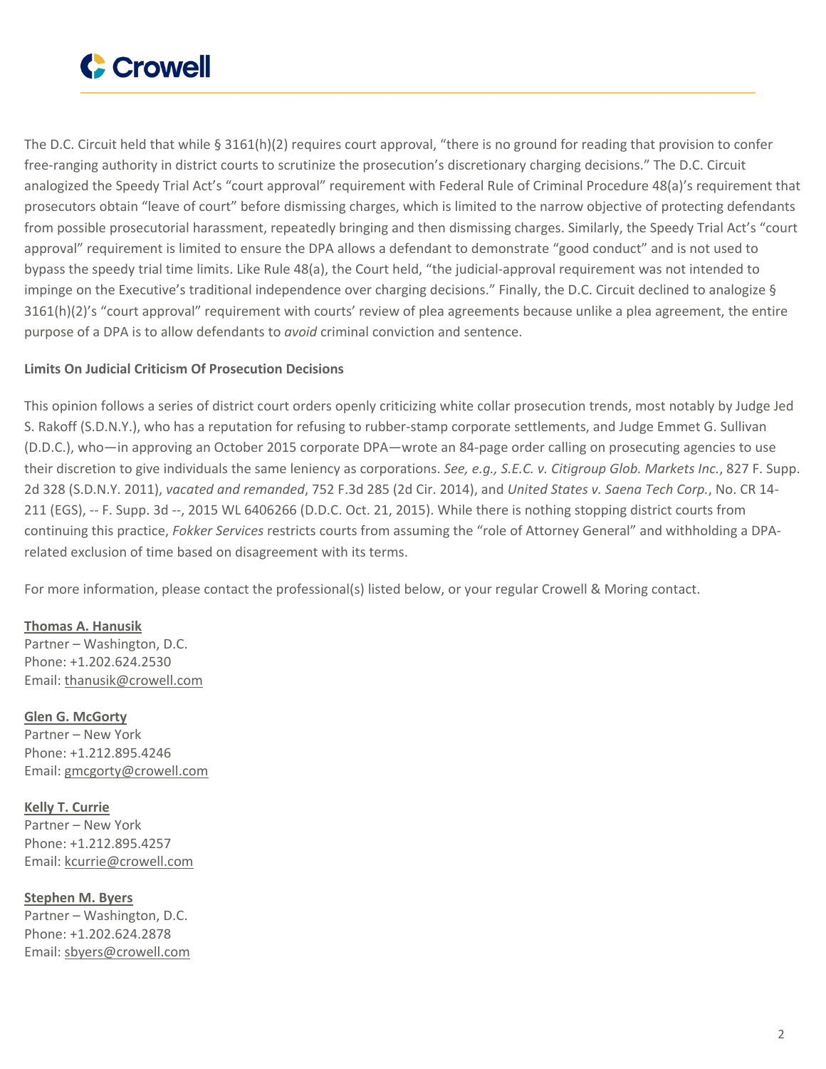The D.C. Circuit held that while § 3161(h)(2) requires court approval, "there is no ground for reading that provision to confer free-ranging authority in district courts to scrutinize the prosecution's discretionary charging decisions." The D.C. Circuit analogized the Speedy Trial Act's "court approval" requirement with Federal Rule of Criminal Procedure 48(a)'s requirement that prosecutors obtain "leave of court" before dismissing charges, which is limited to the narrow objective of protecting defendants from possible prosecutorial harassment, repeatedly bringing and then dismissing charges. Similarly, the Speedy Trial Act's "court approval" requirement is limited to ensure the DPA allows a defendant to demonstrate "good conduct" and is not used to bypass the speedy trial time limits. Like Rule 48(a), the Court held, "the judicial-approval requirement was not intended to impinge on the Executive's traditional independence over charging decisions." Finally, the D.C. Circuit declined to analogize § 3161(h)(2)'s "court approval" requirement with courts' review of plea agreements because unlike a plea agreement, the entire purpose of a DPA is to allow defendants to *avoid* criminal conviction and sentence.

**Limits On Judicial Criticism Of Prosecution Decisions**

This opinion follows a series of district court orders openly criticizing white collar prosecution trends, most notably by Judge Jed S. Rakoff (S.D.N.Y.), who has a reputation for refusing to rubber-stamp corporate settlements, and Judge Emmet G. Sullivan (D.D.C.), who—in approving an October 2015 corporate DPA—wrote an 84-page order calling on prosecuting agencies to use their discretion to give individuals the same leniency as corporations. *See, e.g., S.E.C. v. Citigroup Glob. Markets Inc.*, 827 F. Supp. 2d 328 (S.D.N.Y. 2011), *vacated and remanded*, 752 F.3d 285 (2d Cir. 2014), and *United States v. Saena Tech Corp.*, No. CR 14-211 (EGS), -- F. Supp. 3d --, 2015 WL 6406266 (D.D.C. Oct. 21, 2015). While there is nothing stopping district courts from continuing this practice, *Fokker Services* restricts courts from assuming the "role of Attorney General" and withholding a DPA-related exclusion of time based on disagreement with its terms.

For more information, please contact the professional(s) listed below, or your regular Crowell & Moring contact.

**Thomas A. Hanusik**
Partner – Washington, D.C.
Phone: +1.202.624.2530
Email: thanusik@crowell.com

**Glen G. McGorty**
Partner – New York
Phone: +1.212.895.4246
Email: gmcgorty@crowell.com

**Kelly T. Currie**
Partner – New York
Phone: +1.212.895.4257
Email: kcurrie@crowell.com

**Stephen M. Byers**
Partner – Washington, D.C.
Phone: +1.202.624.2878
Email: sbyers@crowell.com